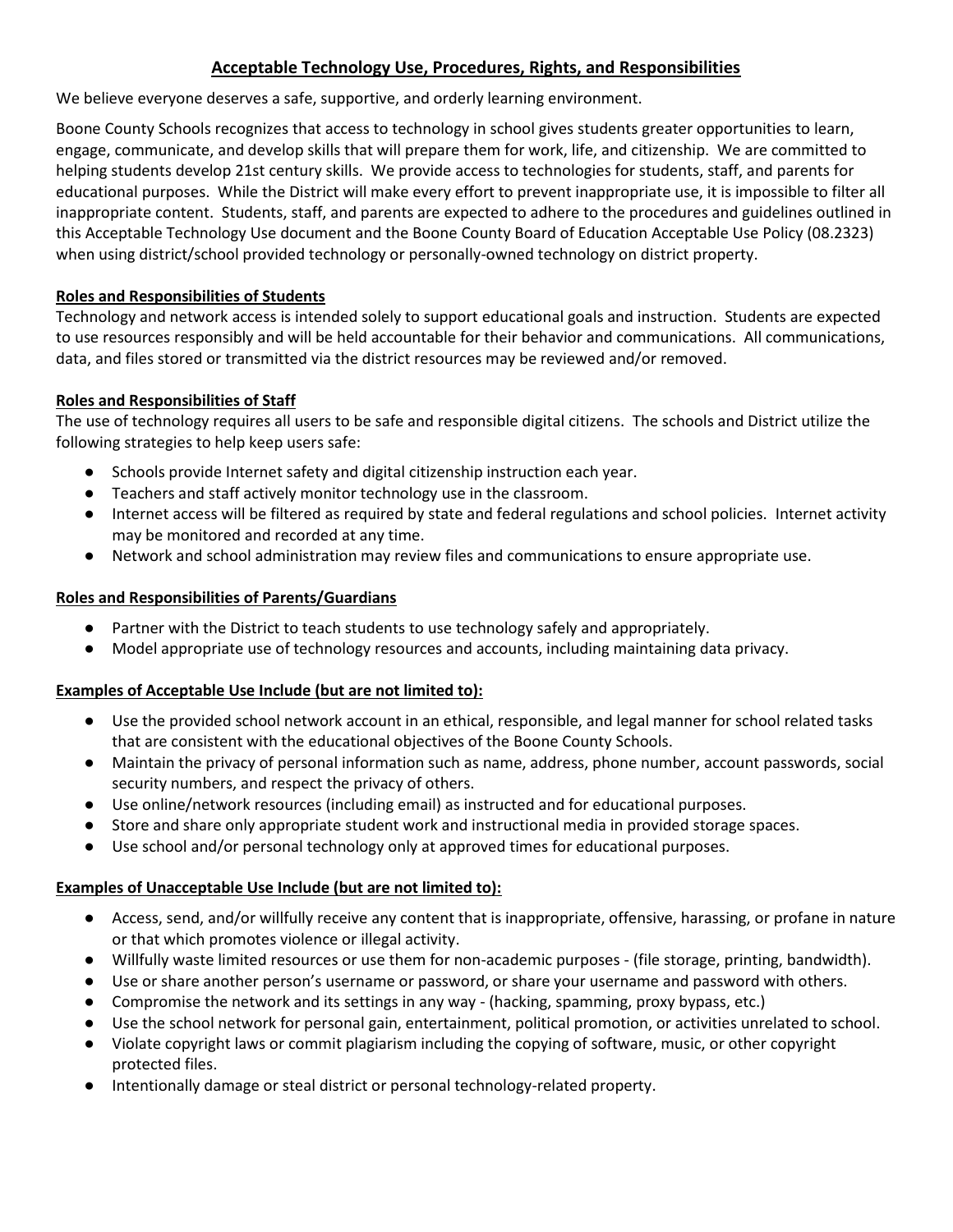# Acceptable Technology Use, Procedures, Rights, and Responsibilities

We believe everyone deserves a safe, supportive, and orderly learning environment.

Boone County Schools recognizes that access to technology in school gives students greater opportunities to learn, engage, communicate, and develop skills that will prepare them for work, life, and citizenship. We are committed to helping students develop 21st century skills. We provide access to technologies for students, staff, and parents for educational purposes. While the District will make every effort to prevent inappropriate use, it is impossible to filter all inappropriate content. Students, staff, and parents are expected to adhere to the procedures and guidelines outlined in this Acceptable Technology Use document and the Boone County Board of Education Acceptable Use Policy (08.2323) when using district/school provided technology or personally-owned technology on district property.

## Roles and Responsibilities of Students

Technology and network access is intended solely to support educational goals and instruction. Students are expected to use resources responsibly and will be held accountable for their behavior and communications. All communications, data, and files stored or transmitted via the district resources may be reviewed and/or removed.

## Roles and Responsibilities of Staff

The use of technology requires all users to be safe and responsible digital citizens. The schools and District utilize the following strategies to help keep users safe:

- Schools provide Internet safety and digital citizenship instruction each year.
- Teachers and staff actively monitor technology use in the classroom.
- Internet access will be filtered as required by state and federal regulations and school policies. Internet activity may be monitored and recorded at any time.
- Network and school administration may review files and communications to ensure appropriate use.

## Roles and Responsibilities of Parents/Guardians

- Partner with the District to teach students to use technology safely and appropriately.
- Model appropriate use of technology resources and accounts, including maintaining data privacy.

## Examples of Acceptable Use Include (but are not limited to):

- Use the provided school network account in an ethical, responsible, and legal manner for school related tasks that are consistent with the educational objectives of the Boone County Schools.
- Maintain the privacy of personal information such as name, address, phone number, account passwords, social security numbers, and respect the privacy of others.
- Use online/network resources (including email) as instructed and for educational purposes.
- Store and share only appropriate student work and instructional media in provided storage spaces.
- Use school and/or personal technology only at approved times for educational purposes.

## Examples of Unacceptable Use Include (but are not limited to):

- Access, send, and/or willfully receive any content that is inappropriate, offensive, harassing, or profane in nature or that which promotes violence or illegal activity.
- Willfully waste limited resources or use them for non-academic purposes - (file storage, printing, bandwidth).
- Use or share another person's username or password, or share your username and password with others.
- Compromise the network and its settings in any way - (hacking, spamming, proxy bypass, etc.)
- Use the school network for personal gain, entertainment, political promotion, or activities unrelated to school.
- Violate copyright laws or commit plagiarism including the copying of software, music, or other copyright protected files.
- Intentionally damage or steal district or personal technology-related property.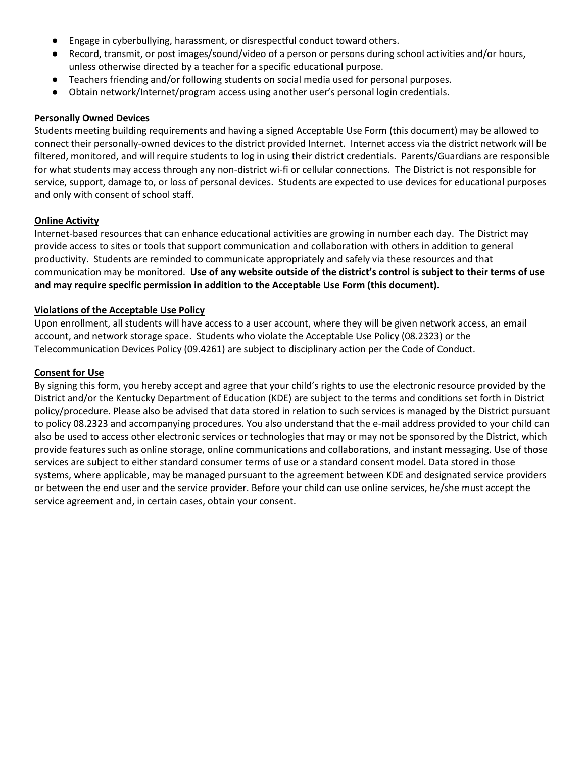- Engage in cyberbullying, harassment, or disrespectful conduct toward others.
- Record, transmit, or post images/sound/video of a person or persons during school activities and/or hours, unless otherwise directed by a teacher for a specific educational purpose.
- Teachers friending and/or following students on social media used for personal purposes.
- Obtain network/Internet/program access using another user's personal login credentials.

**Personally Owned Devices**

Students meeting building requirements and having a signed Acceptable Use Form (this document) may be allowed to connect their personally-owned devices to the district provided Internet. Internet access via the district network will be filtered, monitored, and will require students to log in using their district credentials. Parents/Guardians are responsible for what students may access through any non-district wi-fi or cellular connections. The District is not responsible for service, support, damage to, or loss of personal devices. Students are expected to use devices for educational purposes and only with consent of school staff.

**Online Activity**

Internet-based resources that can enhance educational activities are growing in number each day. The District may provide access to sites or tools that support communication and collaboration with others in addition to general productivity. Students are reminded to communicate appropriately and safely via these resources and that communication may be monitored. **Use of any website outside of the district's control is subject to their terms of use and may require specific permission in addition to the Acceptable Use Form (this document).**

**Violations of the Acceptable Use Policy**

Upon enrollment, all students will have access to a user account, where they will be given network access, an email account, and network storage space. Students who violate the Acceptable Use Policy (08.2323) or the Telecommunication Devices Policy (09.4261) are subject to disciplinary action per the Code of Conduct.

**Consent for Use**

By signing this form, you hereby accept and agree that your child's rights to use the electronic resource provided by the District and/or the Kentucky Department of Education (KDE) are subject to the terms and conditions set forth in District policy/procedure. Please also be advised that data stored in relation to such services is managed by the District pursuant to policy 08.2323 and accompanying procedures. You also understand that the e-mail address provided to your child can also be used to access other electronic services or technologies that may or may not be sponsored by the District, which provide features such as online storage, online communications and collaborations, and instant messaging. Use of those services are subject to either standard consumer terms of use or a standard consent model. Data stored in those systems, where applicable, may be managed pursuant to the agreement between KDE and designated service providers or between the end user and the service provider. Before your child can use online services, he/she must accept the service agreement and, in certain cases, obtain your consent.